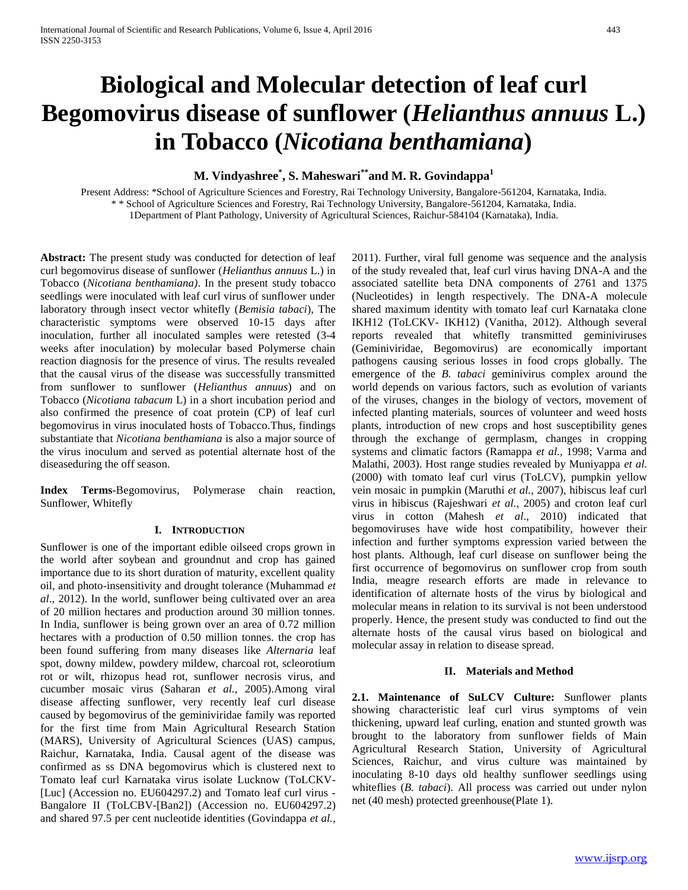# Biological and Molecular detection of leaf curl Begomovirus disease of sunflower (*Helianthus annuus* L.) in Tobacco (*Nicotiana benthamiana*)

**M. Vindyashree[*], S. Maheswari[**] and M. R. Govindappa[1]**

Present Address: *School of Agriculture Sciences and Forestry, Rai Technology University, Bangalore-561204, Karnataka, India.
* * School of Agriculture Sciences and Forestry, Rai Technology University, Bangalore-561204, Karnataka, India.
1Department of Plant Pathology, University of Agricultural Sciences, Raichur-584104 (Karnataka), India.

**Abstract:** The present study was conducted for detection of leaf curl begomovirus disease of sunflower (*Helianthus annuus* L.) in Tobacco (*Nicotiana benthamiana)*. In the present study tobacco seedlings were inoculated with leaf curl virus of sunflower under laboratory through insect vector whitefly (*Bemisia tabaci*), The characteristic symptoms were observed 10-15 days after inoculation, further all inoculated samples were retested (3-4 weeks after inoculation) by molecular based Polymerse chain reaction diagnosis for the presence of virus. The results revealed that the causal virus of the disease was successfully transmitted from sunflower to sunflower (*Helianthus annuus*) and on Tobacco (*Nicotiana tabacum* L) in a short incubation period and also confirmed the presence of coat protein (CP) of leaf curl begomovirus in virus inoculated hosts of Tobacco.Thus, findings substantiate that *Nicotiana benthamiana* is also a major source of the virus inoculum and served as potential alternate host of the diseaseduring the off season.

**Index Terms**-Begomovirus, Polymerase chain reaction, Sunflower, Whitefly

## I. Introduction

Sunflower is one of the important edible oilseed crops grown in the world after soybean and groundnut and crop has gained importance due to its short duration of maturity, excellent quality oil, and photo-insensitivity and drought tolerance (Muhammad *et al*., 2012). In the world, sunflower being cultivated over an area of 20 million hectares and production around 30 million tonnes. In India, sunflower is being grown over an area of 0.72 million hectares with a production of 0.50 million tonnes. the crop has been found suffering from many diseases like *Alternaria* leaf spot, downy mildew, powdery mildew, charcoal rot, scleorotium rot or wilt, rhizopus head rot, sunflower necrosis virus, and cucumber mosaic virus (Saharan *et al.,* 2005).Among viral disease affecting sunflower, very recently leaf curl disease caused by begomovirus of the geminiviridae family was reported for the first time from Main Agricultural Research Station (MARS), University of Agricultural Sciences (UAS) campus, Raichur, Karnataka, India. Causal agent of the disease was confirmed as ss DNA begomovirus which is clustered next to Tomato leaf curl Karnataka virus isolate Lucknow (ToLCKV-[Luc] (Accession no. EU604297.2) and Tomato leaf curl virus - Bangalore II (ToLCBV-[Ban2]) (Accession no. EU604297.2) and shared 97.5 per cent nucleotide identities (Govindappa *et al.*, 2011). Further, viral full genome was sequence and the analysis of the study revealed that, leaf curl virus having DNA-A and the associated satellite beta DNA components of 2761 and 1375 (Nucleotides) in length respectively. The DNA-A molecule shared maximum identity with tomato leaf curl Karnataka clone IKH12 (ToLCKV- IKH12) (Vanitha, 2012). Although several reports revealed that whitefly transmitted geminiviruses (Geminiviridae, Begomovirus) are economically important pathogens causing serious losses in food crops globally. The emergence of the *B. tabaci* geminivirus complex around the world depends on various factors, such as evolution of variants of the viruses, changes in the biology of vectors, movement of infected planting materials, sources of volunteer and weed hosts plants, introduction of new crops and host susceptibility genes through the exchange of germplasm, changes in cropping systems and climatic factors (Ramappa *et al.,* 1998; Varma and Malathi, 2003). Host range studies revealed by Muniyappa *et al.* (2000) with tomato leaf curl virus (ToLCV), pumpkin yellow vein mosaic in pumpkin (Maruthi *et al.,* 2007), hibiscus leaf curl virus in hibiscus (Rajeshwari *et al.,* 2005) and croton leaf curl virus in cotton (Mahesh *et al*., 2010) indicated that begomoviruses have wide host compatibility, however their infection and further symptoms expression varied between the host plants. Although, leaf curl disease on sunflower being the first occurrence of begomovirus on sunflower crop from south India, meagre research efforts are made in relevance to identification of alternate hosts of the virus by biological and molecular means in relation to its survival is not been understood properly. Hence, the present study was conducted to find out the alternate hosts of the causal virus based on biological and molecular assay in relation to disease spread.

## II. Materials and Method

**2.1. Maintenance of SuLCV Culture:** Sunflower plants showing characteristic leaf curl virus symptoms of vein thickening, upward leaf curling, enation and stunted growth was brought to the laboratory from sunflower fields of Main Agricultural Research Station, University of Agricultural Sciences, Raichur, and virus culture was maintained by inoculating 8-10 days old healthy sunflower seedlings using whiteflies (*B. tabaci*). All process was carried out under nylon net (40 mesh) protected greenhouse(Plate 1).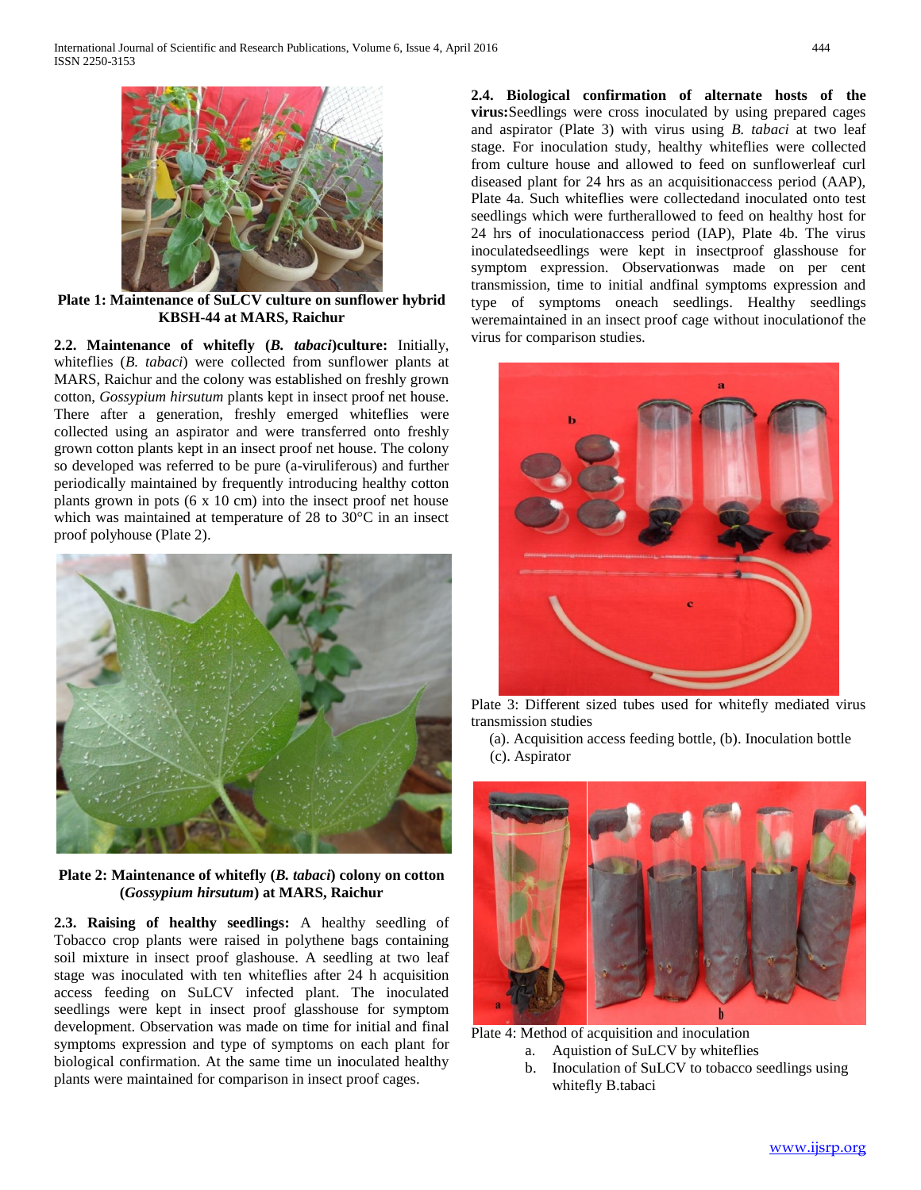Plate 1: Maintenance of SuLCV culture on sunflower hybrid KBSH-44 at MARS, Raichur

**2.2. Maintenance of whitefly (*B. tabaci*) culture:** Initially, whiteflies (*B. tabaci*) were collected from sunflower plants at MARS, Raichur and the colony was established on freshly grown cotton, *Gossypium hirsutum* plants kept in insect proof net house. There after a generation, freshly emerged whiteflies were collected using an aspirator and were transferred onto freshly grown cotton plants kept in an insect proof net house. The colony so developed was referred to be pure (a-viruliferous) and further periodically maintained by frequently introducing healthy cotton plants grown in pots (6 x 10 cm) into the insect proof net house which was maintained at temperature of 28 to 30°C in an insect proof polyhouse (Plate 2).

**Plate 2: Maintenance of whitefly (*B. tabaci*) colony on cotton (*Gossypium hirsutum*) at MARS, Raichur**

**2.3. Raising of healthy seedlings:** A healthy seedling of Tobacco crop plants were raised in polythene bags containing soil mixture in insect proof glasshouse. A seedling at two leaf stage was inoculated with ten whiteflies after 24 h acquisition access feeding on SuLCV infected plant. The inoculated seedlings were kept in insect proof glasshouse for symptom development. Observation was made on time for initial and final symptoms expression and type of symptoms on each plant for biological confirmation. At the same time un inoculated healthy plants were maintained for comparison in insect proof cages.

**2.4. Biological confirmation of alternate hosts of the virus:** Seedlings were cross inoculated by using prepared cages and aspirator (Plate 3) with virus using *B. tabaci* at two leaf stage. For inoculation study, healthy whiteflies were collected from culture house and allowed to feed on sunflowerleaf curl diseased plant for 24 hrs as an acquisitionaccess period (AAP), Plate 4a. Such whiteflies were collectedand inoculated onto test seedlings which were furtherallowed to feed on healthy host for 24 hrs of inoculationaccess period (IAP), Plate 4b. The virus inoculatedseedlings were kept in insectproof glasshouse for symptom expression. Observationwas made on per cent transmission, time to initial andfinal symptoms expression and type of symptoms oneach seedlings. Healthy seedlings weremaintained in an insect proof cage without inoculationof the virus for comparison studies.

Plate 3: Different sized tubes used for whitefly mediated virus transmission studies

(a). Acquisition access feeding bottle, (b). Inoculation bottle
(c). Aspirator

Plate 4: Method of acquisition and inoculation

a. Aquistion of SuLCV by whiteflies
b. Inoculation of SuLCV to tobacco seedlings using whitefly B.tabaci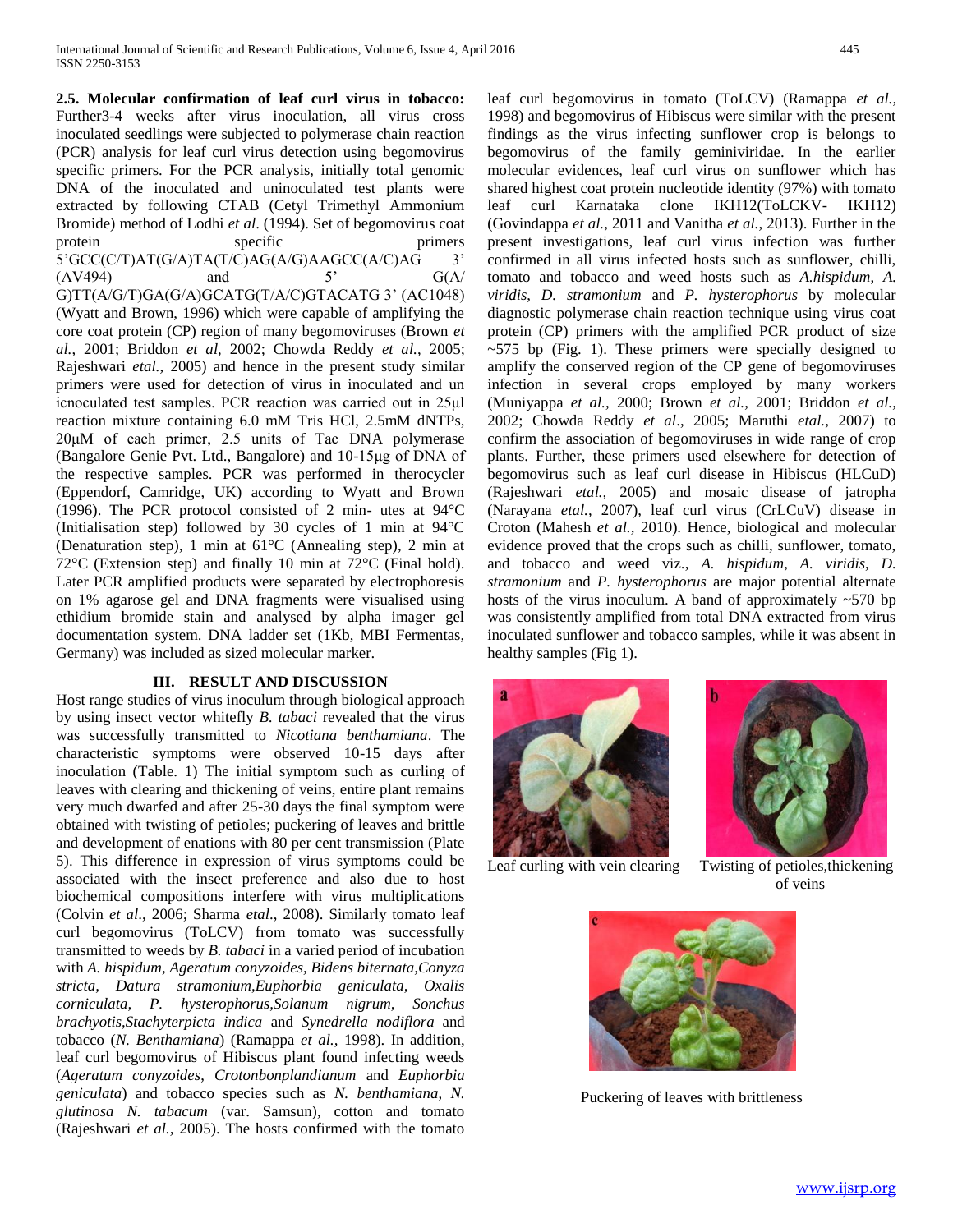**2.5. Molecular confirmation of leaf curl virus in tobacco:** Further3-4 weeks after virus inoculation, all virus cross inoculated seedlings were subjected to polymerase chain reaction (PCR) analysis for leaf curl virus detection using begomovirus specific primers. For the PCR analysis, initially total genomic DNA of the inoculated and uninoculated test plants were extracted by following CTAB (Cetyl Trimethyl Ammonium Bromide) method of Lodhi *et al*. (1994). Set of begomovirus coat protein specific primers 5'GCC(C/T)AT(G/A)TA(T/C)AG(A/G)AAGCC(A/C)AG 3' (AV494) and 5' G(A/G)TT(A/G/T)GA(G/A)GCATG(T/A/C)GTACATG 3' (AC1048) (Wyatt and Brown, 1996) which were capable of amplifying the core coat protein (CP) region of many begomoviruses (Brown *et al.*, 2001; Briddon *et al*, 2002; Chowda Reddy *et al.*, 2005; Rajeshwari *etal.,* 2005) and hence in the present study similar primers were used for detection of virus in inoculated and un icnoculated test samples. PCR reaction was carried out in 25μl reaction mixture containing 6.0 mM Tris HCl, 2.5mM dNTPs, 20μM of each primer, 2.5 units of Tac DNA polymerase (Bangalore Genie Pvt. Ltd., Bangalore) and 10-15μg of DNA of the respective samples. PCR was performed in therocycler (Eppendorf, Camridge, UK) according to Wyatt and Brown (1996). The PCR protocol consisted of 2 min- utes at 94°C (Initialisation step) followed by 30 cycles of 1 min at 94°C (Denaturation step), 1 min at 61°C (Annealing step), 2 min at 72°C (Extension step) and finally 10 min at 72°C (Final hold). Later PCR amplified products were separated by electrophoresis on 1% agarose gel and DNA fragments were visualised using ethidium bromide stain and analysed by alpha imager gel documentation system. DNA ladder set (1Kb, MBI Fermentas, Germany) was included as sized molecular marker.

## III. RESULT AND DISCUSSION

Host range studies of virus inoculum through biological approach by using insect vector whitefly *B. tabaci* revealed that the virus was successfully transmitted to *Nicotiana benthamiana*. The characteristic symptoms were observed 10-15 days after inoculation (Table. 1) The initial symptom such as curling of leaves with clearing and thickening of veins, entire plant remains very much dwarfed and after 25-30 days the final symptom were obtained with twisting of petioles; puckering of leaves and brittle and development of enations with 80 per cent transmission (Plate 5). This difference in expression of virus symptoms could be associated with the insect preference and also due to host biochemical compositions interfere with virus multiplications (Colvin *et al*., 2006; Sharma *etal*., 2008). Similarly tomato leaf curl begomovirus (ToLCV) from tomato was successfully transmitted to weeds by *B. tabaci* in a varied period of incubation with *A. hispidum, Ageratum conyzoides, Bidens biternata,Conyza stricta, Datura stramonium,Euphorbia geniculata, Oxalis corniculata, P. hysterophorus,Solanum nigrum, Sonchus brachyotis,Stachyterpicta indica* and *Synedrella nodiflora* and tobacco (*N. Benthamiana*) (Ramappa *et al.,* 1998). In addition, leaf curl begomovirus of Hibiscus plant found infecting weeds (*Ageratum conyzoides*, *Crotonbonplandianum* and *Euphorbia geniculata*) and tobacco species such as *N. benthamiana, N. glutinosa N. tabacum* (var. Samsun), cotton and tomato (Rajeshwari *et al.,* 2005). The hosts confirmed with the tomato leaf curl begomovirus in tomato (ToLCV) (Ramappa *et al.,* 1998) and begomovirus of Hibiscus were similar with the present findings as the virus infecting sunflower crop is belongs to begomovirus of the family geminiviridae. In the earlier molecular evidences, leaf curl virus on sunflower which has shared highest coat protein nucleotide identity (97%) with tomato leaf curl Karnataka clone IKH12(ToLCKV- IKH12) (Govindappa *et al.*, 2011 and Vanitha *et al.,* 2013). Further in the present investigations, leaf curl virus infection was further confirmed in all virus infected hosts such as sunflower, chilli, tomato and tobacco and weed hosts such as *A.hispidum*, *A. viridis*, *D. stramonium* and *P. hysterophorus* by molecular diagnostic polymerase chain reaction technique using virus coat protein (CP) primers with the amplified PCR product of size ~575 bp (Fig. 1). These primers were specially designed to amplify the conserved region of the CP gene of begomoviruses infection in several crops employed by many workers (Muniyappa *et al.,* 2000; Brown *et al.,* 2001; Briddon *et al.,* 2002; Chowda Reddy *et al*., 2005; Maruthi *etal.,* 2007) to confirm the association of begomoviruses in wide range of crop plants. Further, these primers used elsewhere for detection of begomovirus such as leaf curl disease in Hibiscus (HLCuD) (Rajeshwari *etal.,* 2005) and mosaic disease of jatropha (Narayana *etal.,* 2007), leaf curl virus (CrLCuV) disease in Croton (Mahesh *et al.,* 2010). Hence, biological and molecular evidence proved that the crops such as chilli, sunflower, tomato, and tobacco and weed viz., *A. hispidum*, *A. viridis*, *D. stramonium* and *P. hysterophorus* are major potential alternate hosts of the virus inoculum. A band of approximately ~570 bp was consistently amplified from total DNA extracted from virus inoculated sunflower and tobacco samples, while it was absent in healthy samples (Fig 1).

a — Leaf curling with vein clearing

b — Twisting of petioles,thickening of veins

c — Puckering of leaves with brittleness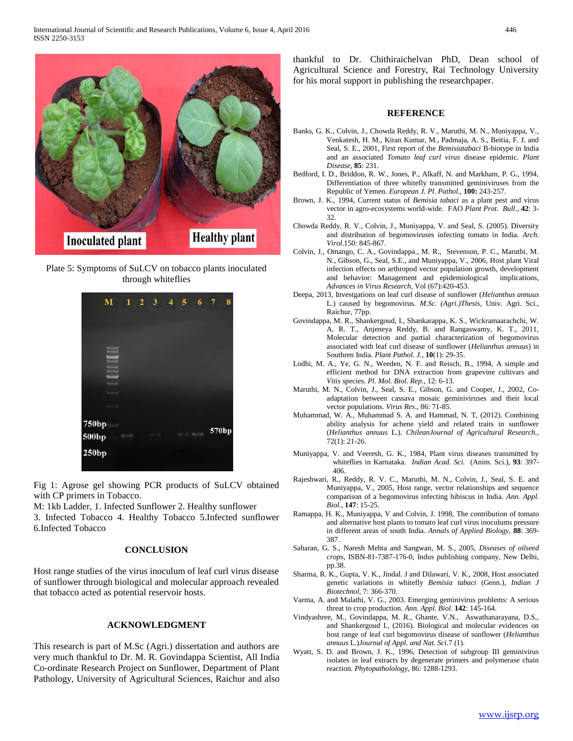Plate 5: Symptoms of SuLCV on tobacco plants inoculated through whiteflies

Fig 1: Agrose gel showing PCR products of SuLCV obtained with CP primers in Tobacco.
M: 1kb Ladder, 1. Infected Sunflower 2. Healthy sunflower
3. Infected Tobacco 4. Healthy Tobacco 5.Infected sunflower 6.Infected Tobacco

## CONCLUSION

Host range studies of the virus inoculum of leaf curl virus disease of sunflower through biological and molecular approach revealed that tobacco acted as potential reservoir hosts.

## ACKNOWLEDGMENT

This research is part of M.Sc (Agri.) dissertation and authors are very much thankful to Dr. M. R. Govindappa Scientist, All India Co-ordinate Research Project on Sunflower, Department of Plant Pathology, University of Agricultural Sciences, Raichur and also thankful to Dr. Chithiraichelvan PhD, Dean school of Agricultural Science and Forestry, Rai Technology University for his moral support in publishing the researchpaper.

## REFERENCE

Banks, G. K., Colvin, J., Chowda Reddy, R. V., Maruthi, M. N., Muniyappa, V., Venkatesh, H. M., Kiran Kumar, M., Padmaja, A. S., Beitia, F. J. and Seal, S. E., 2001, First report of the *Bemisiatabaci* B-biotype in India and an associated *Tomato leaf curl virus* disease epidemic. *Plant Disease*, **85**: 231.

Bedford, I. D., Briddon, R. W., Jones, P., Alkaff, N. and Markham, P. G., 1994, Differentiation of three whitefly transmitted geminiviruses from the Republic of Yemen. *European J. Pl. Pathol.*, **100:** 243-257.

Brown, J. K., 1994, Current status of *Bemisia tabaci* as a plant pest and virus vector in agro-ecosystems world-wide. FAO *Plant Prot. Bull*., **42**: 3-32.

Chowda Reddy, R. V., Colvin, J., Muniyappa, V. and Seal, S. (2005). Diversity and distribution of begomoviruses infecting tomato in India. *Arch. Virol*.150: 845-867.

Colvin, J., Omango, C. A., Govindappa., M. R., Stevenson, P. C., Maruthi, M. N., Gibson, G., Seal, S.E., and Muniyappa, V., 2006, Host plant Viral infection effects on arthropod vector population growth, development and behavior: Management and epidemiological implications, *Advances in Virus Research*, Vol (67):420-453.

Deepa, 2013, Investgations on leaf curl disease of sunflower (*Helianthus annuus* L.) caused by begomovirus. *M.Sc. (Agri.)Thesis*, Univ. Agri. Sci., Raichur, 77pp.

Govindappa, M. R., Shankergoud, I., Shankarappa, K. S., Wickramaarachchi, W. A. R. T., Anjeneya Reddy, B. and Rangaswamy, K. T., 2011, Molecular detection and partial characterization of begomovirus associated with leaf curl disease of sunflower (*Helianthus annuus*) in Southren India. *Plant Pathol. J.*, **10**(1): 29-35.

Lodhi, M. A., Ye, G. N., Weeden, N. F. and Reisch, B., 1994, A simple and efficient method for DNA extraction from grapevine cultivars and *Vitis* species. *Pl. Mol. Biol. Rep*., 12: 6-13.

Maruthi, M. N., Colvin, J., Seal, S. E., Gibson, G. and Cooper, J., 2002, Co-adaptation between cassava mosaic geminiviruses and their local vector populations. *Virus Res*., 86: 71-85.

Muhammad, W. A., Muhammad S. A. and Hammad, N. T, (2012). Combining ability analysis for achene yield and related traits in sunflower (*Helianthus annuus* L.). *ChileanJournal of Agricultural Research.*, 72(1): 21-26.

Muniyappa, V. and Veeresh, G. K., 1984, Plant virus diseases transmitted by whiteflies in Karnataka. *Indian Acad. Sci.* (Anim. Sci.), **93**: 397-406.

Rajeshwari, R., Reddy, R. V. C., Maruthi, M. N., Colvin, J., Seal, S. E. and Muniyappa, V., 2005, Host range, vector relationships and sequence comparison of a begomovirus infecting hibiscus in India. *Ann. Appl. Biol.*, **147**: 15-25.

Ramappa, H. K., Muniyappa, V and Colvin, J. 1998, The contribution of tomato and alternative host plants to tomato leaf curl virus inoculums pressure in different areas of south India. *Annals of Applied Biology*, **88**: 369-387.

Saharan, G. S., Naresh Mehta and Sangwan, M. S., 2005, *Diseases of oilseed crops*, ISBN-81-7387-176-0, Indus publishing company, New Delhi, pp.38.

Sharma, R. K., Gupta, V. K., Jindal. J and Dilawari, V. K., 2008, Host associated genetic variations in whitefly *Bemisia tabaci* (Genn.), *Indian J Biotechnol*, 7: 366-370.

Varma, A. and Malathi, V. G., 2003. Emerging geminivirus problems: A serious threat to crop production. *Ann. Appl. Biol*. **142**: 145-164.

Vindyashree, M., Govindappa, M. R., Ghante, V.N., Aswathanarayana, D.S., and Shankergoud I., (2016). Biological and molecular evidences on host range of leaf curl begomovirus disease of sunflower (*Helianthus annuus* L.)*Journal of Appl. and Nat. Sci*.7 (1).

Wyatt, S. D. and Brown, J. K., 1996, Detection of subgroup III geminivirus isolates in leaf extracts by degenerate primers and polymerase chain reaction. *Phytopatholology*, 86: 1288-1293.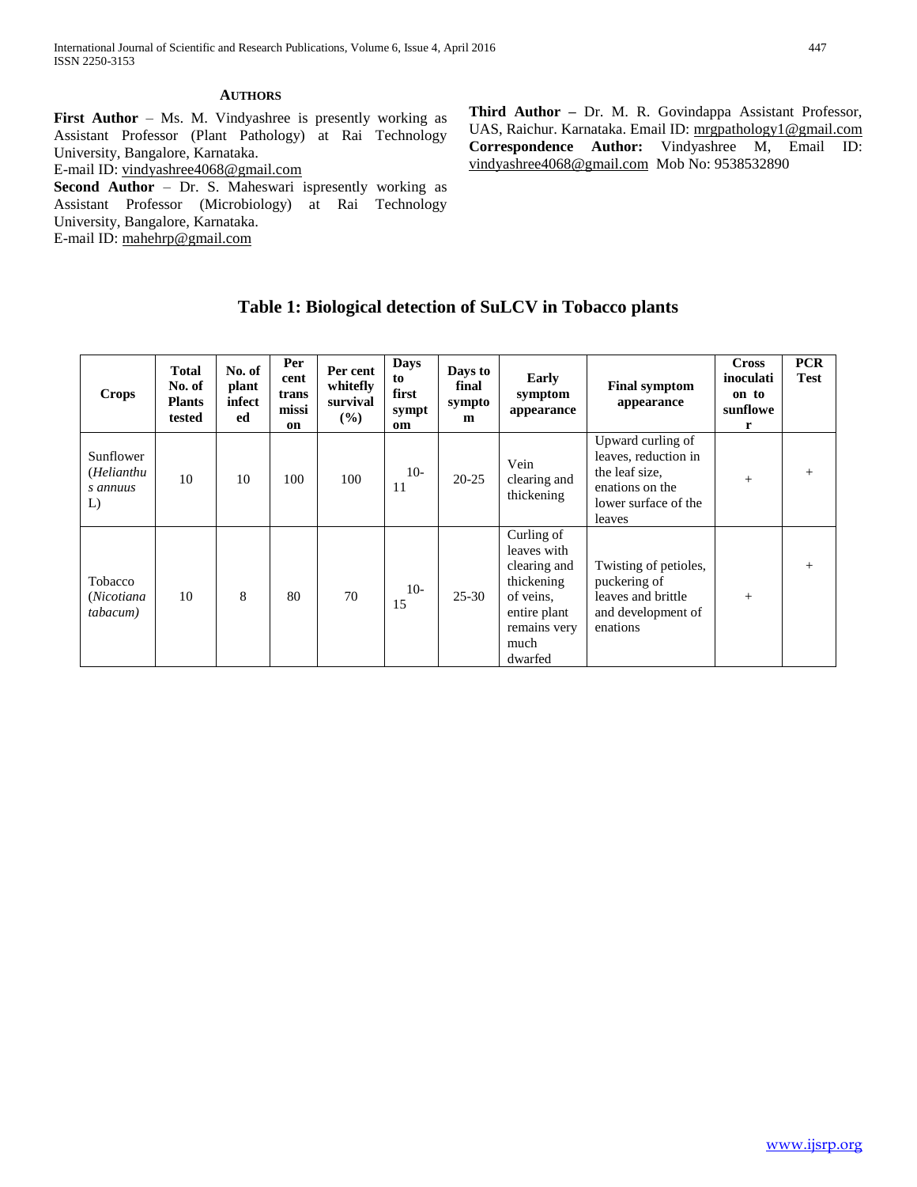### AUTHORS

**First Author** – Ms. M. Vindyashree is presently working as Assistant Professor (Plant Pathology) at Rai Technology University, Bangalore, Karnataka.
E-mail ID: vindyashree4068@gmail.com

**Second Author** – Dr. S. Maheswari ispresently working as Assistant Professor (Microbiology) at Rai Technology University, Bangalore, Karnataka.
E-mail ID: mahehrp@gmail.com

**Third Author** – Dr. M. R. Govindappa Assistant Professor, UAS, Raichur. Karnataka. Email ID: mrgpathology1@gmail.com

**Correspondence Author:** Vindyashree M, Email ID: vindyashree4068@gmail.com Mob No: 9538532890

## Table 1: Biological detection of SuLCV in Tobacco plants

| Crops | Total No. of Plants tested | No. of plant infected | Per cent transmission | Per cent whitefly survival (%) | Days to first symptom | Days to final symptom | Early symptom appearance | Final symptom appearance | Cross inoculation to sunflower | PCR Test |
|---|---|---|---|---|---|---|---|---|---|---|
| Sunflower (*Helianthus annuus* L) | 10 | 10 | 100 | 100 | 10-11 | 20-25 | Vein clearing and thickening | Upward curling of leaves, reduction in the leaf size, enations on the lower surface of the leaves | + | + |
| Tobacco (*Nicotiana tabacum)* | 10 | 8 | 80 | 70 | 10-15 | 25-30 | Curling of leaves with clearing and thickening of veins, entire plant remains very much dwarfed | Twisting of petioles, puckering of leaves and brittle and development of enations | + | + |